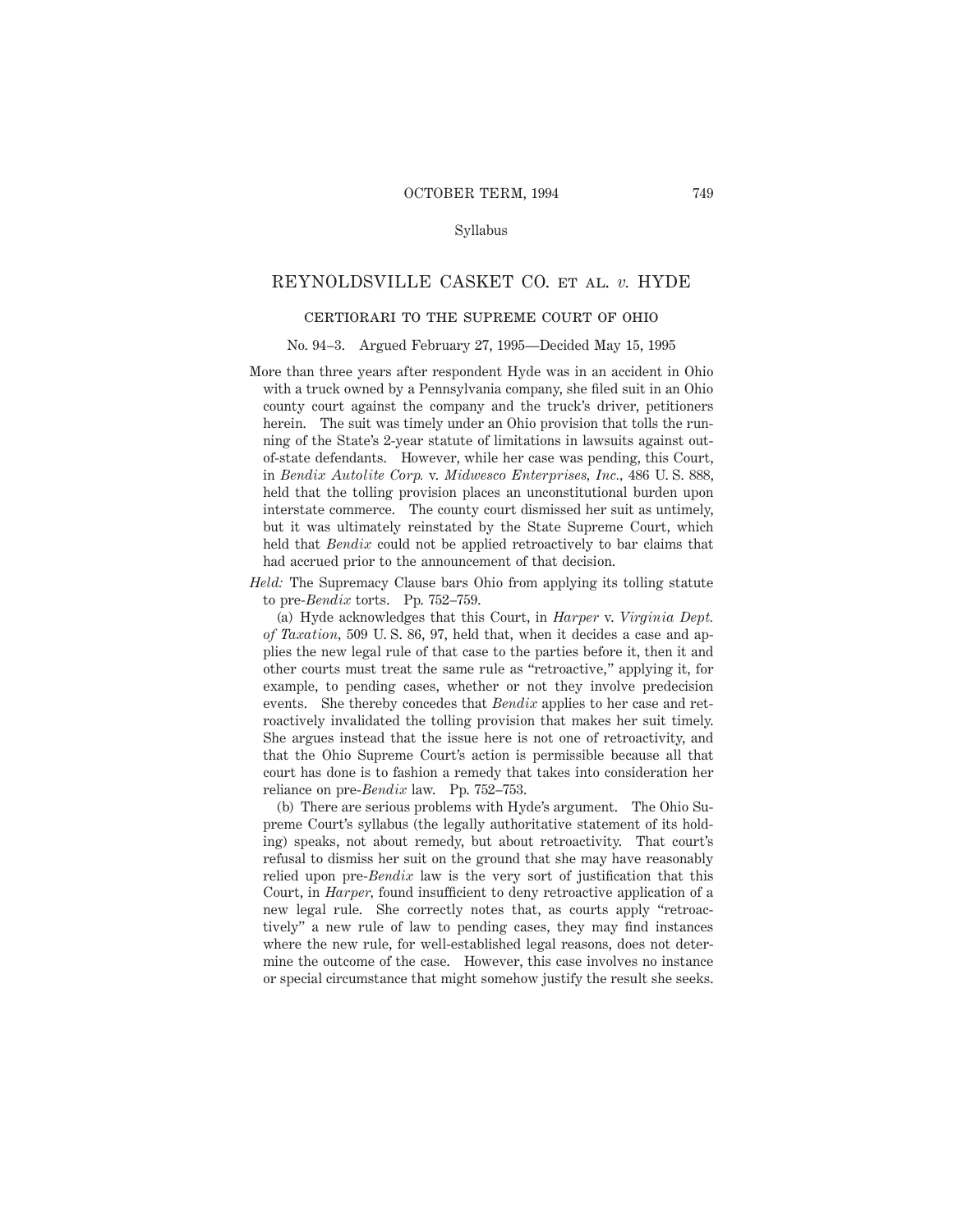Syllabus

# REYNOLDSVILLE CASKET CO. ET AL. *v.* HYDE

## CERTIORARI TO THE SUPREME COURT OF OHIO

No. 94–3. Argued February 27, 1995—Decided May 15, 1995

More than three years after respondent Hyde was in an accident in Ohio with a truck owned by a Pennsylvania company, she filed suit in an Ohio county court against the company and the truck's driver, petitioners herein. The suit was timely under an Ohio provision that tolls the running of the State's 2-year statute of limitations in lawsuits against out-of-state defendants. However, while her case was pending, this Court, in *Bendix Autolite Corp.* v. *Midwesco Enterprises, Inc.*, 486 U. S. 888, held that the tolling provision places an unconstitutional burden upon interstate commerce. The county court dismissed her suit as untimely, but it was ultimately reinstated by the State Supreme Court, which held that *Bendix* could not be applied retroactively to bar claims that had accrued prior to the announcement of that decision.

*Held:* The Supremacy Clause bars Ohio from applying its tolling statute to pre-*Bendix* torts. Pp. 752–759.

(a) Hyde acknowledges that this Court, in *Harper* v. *Virginia Dept. of Taxation*, 509 U. S. 86, 97, held that, when it decides a case and applies the new legal rule of that case to the parties before it, then it and other courts must treat the same rule as "retroactive," applying it, for example, to pending cases, whether or not they involve predecision events. She thereby concedes that *Bendix* applies to her case and retroactively invalidated the tolling provision that makes her suit timely. She argues instead that the issue here is not one of retroactivity, and that the Ohio Supreme Court's action is permissible because all that court has done is to fashion a remedy that takes into consideration her reliance on pre-*Bendix* law. Pp. 752–753.

(b) There are serious problems with Hyde's argument. The Ohio Supreme Court's syllabus (the legally authoritative statement of its holding) speaks, not about remedy, but about retroactivity. That court's refusal to dismiss her suit on the ground that she may have reasonably relied upon pre-*Bendix* law is the very sort of justification that this Court, in *Harper*, found insufficient to deny retroactive application of a new legal rule. She correctly notes that, as courts apply "retroactively" a new rule of law to pending cases, they may find instances where the new rule, for well-established legal reasons, does not determine the outcome of the case. However, this case involves no instance or special circumstance that might somehow justify the result she seeks.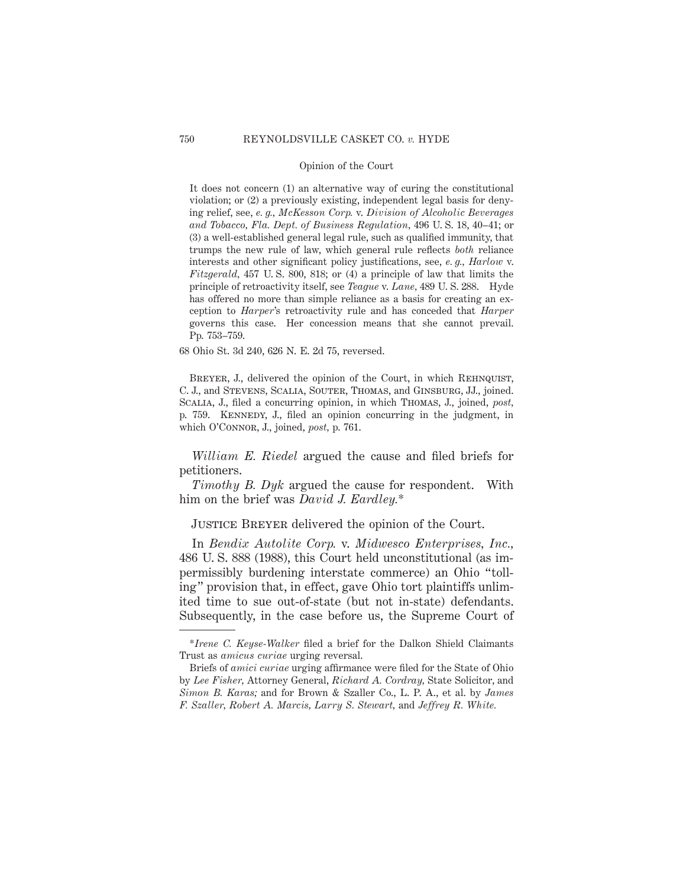It does not concern (1) an alternative way of curing the constitutional violation; or (2) a previously existing, independent legal basis for denying relief, see, *e. g., McKesson Corp.* v. *Division of Alcoholic Beverages and Tobacco, Fla. Dept. of Business Regulation*, 496 U. S. 18, 40–41; or (3) a well-established general legal rule, such as qualified immunity, that trumps the new rule of law, which general rule reflects *both* reliance interests and other significant policy justifications, see, *e. g., Harlow* v. *Fitzgerald*, 457 U. S. 800, 818; or (4) a principle of law that limits the principle of retroactivity itself, see *Teague* v. *Lane*, 489 U. S. 288. Hyde has offered no more than simple reliance as a basis for creating an exception to *Harper's* retroactivity rule and has conceded that *Harper* governs this case. Her concession means that she cannot prevail. Pp. 753–759.

68 Ohio St. 3d 240, 626 N. E. 2d 75, reversed.

Breyer, J., delivered the opinion of the Court, in which Rehnquist, C. J., and Stevens, Scalia, Souter, Thomas, and Ginsburg, JJ., joined. Scalia, J., filed a concurring opinion, in which Thomas, J., joined, *post*, p. 759. Kennedy, J., filed an opinion concurring in the judgment, in which O'Connor, J., joined, *post*, p. 761.

*William E. Riedel* argued the cause and filed briefs for petitioners.

*Timothy B. Dyk* argued the cause for respondent. With him on the brief was *David J. Eardley.**

Justice Breyer delivered the opinion of the Court.

In *Bendix Autolite Corp.* v. *Midwesco Enterprises, Inc.*, 486 U. S. 888 (1988), this Court held unconstitutional (as impermissibly burdening interstate commerce) an Ohio "tolling" provision that, in effect, gave Ohio tort plaintiffs unlimited time to sue out-of-state (but not in-state) defendants. Subsequently, in the case before us, the Supreme Court of

---

**Irene C. Keyse-Walker* filed a brief for the Dalkon Shield Claimants Trust as *amicus curiae* urging reversal.

Briefs of *amici curiae* urging affirmance were filed for the State of Ohio by *Lee Fisher,* Attorney General, *Richard A. Cordray,* State Solicitor, and *Simon B. Karas;* and for Brown & Szaller Co., L. P. A., et al. by *James F. Szaller, Robert A. Marcis, Larry S. Stewart,* and *Jeffrey R. White.*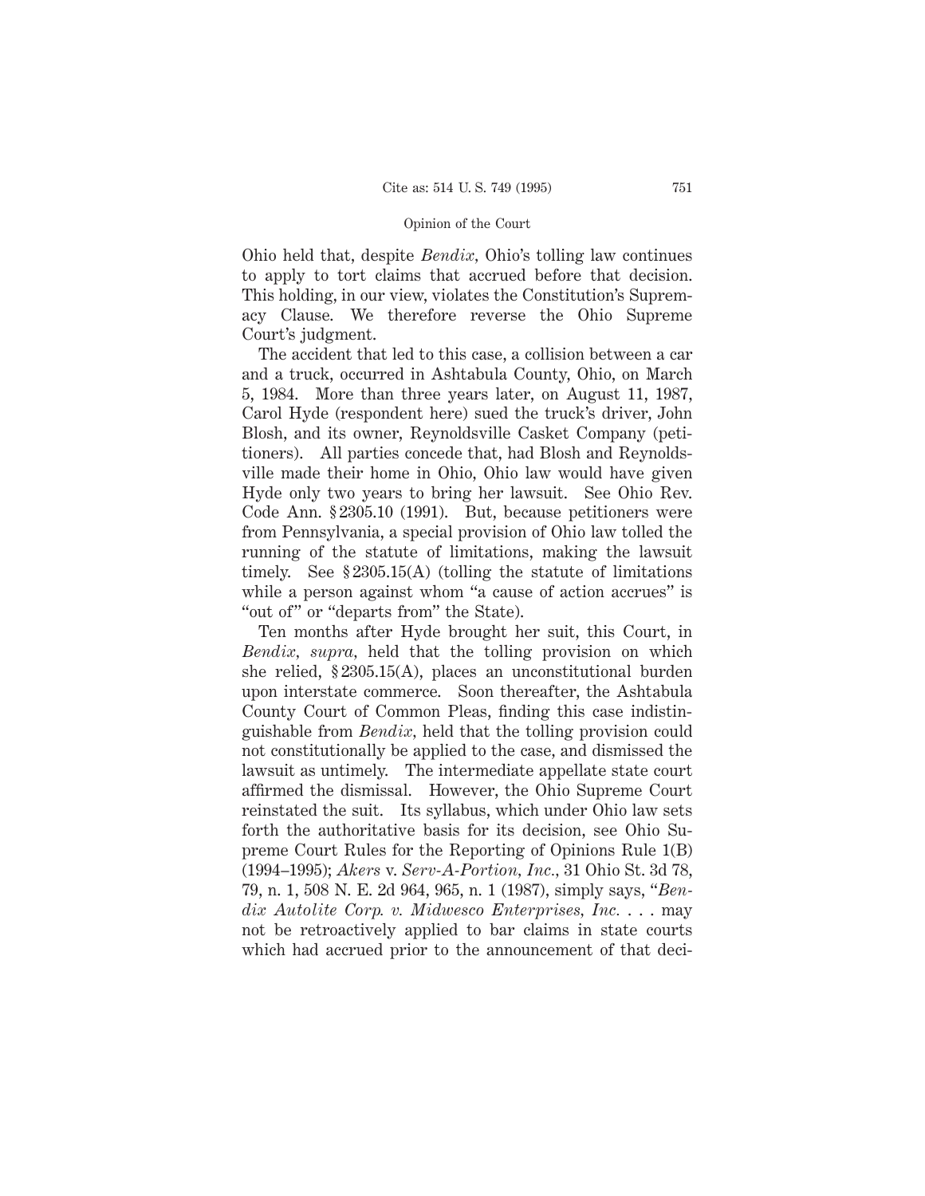Ohio held that, despite *Bendix,* Ohio's tolling law continues to apply to tort claims that accrued before that decision. This holding, in our view, violates the Constitution's Supremacy Clause. We therefore reverse the Ohio Supreme Court's judgment.

The accident that led to this case, a collision between a car and a truck, occurred in Ashtabula County, Ohio, on March 5, 1984. More than three years later, on August 11, 1987, Carol Hyde (respondent here) sued the truck's driver, John Blosh, and its owner, Reynoldsville Casket Company (petitioners). All parties concede that, had Blosh and Reynoldsville made their home in Ohio, Ohio law would have given Hyde only two years to bring her lawsuit. See Ohio Rev. Code Ann. § 2305.10 (1991). But, because petitioners were from Pennsylvania, a special provision of Ohio law tolled the running of the statute of limitations, making the lawsuit timely. See § 2305.15(A) (tolling the statute of limitations while a person against whom "a cause of action accrues" is "out of" or "departs from" the State).

Ten months after Hyde brought her suit, this Court, in *Bendix, supra,* held that the tolling provision on which she relied, § 2305.15(A), places an unconstitutional burden upon interstate commerce. Soon thereafter, the Ashtabula County Court of Common Pleas, finding this case indistinguishable from *Bendix,* held that the tolling provision could not constitutionally be applied to the case, and dismissed the lawsuit as untimely. The intermediate appellate state court affirmed the dismissal. However, the Ohio Supreme Court reinstated the suit. Its syllabus, which under Ohio law sets forth the authoritative basis for its decision, see Ohio Supreme Court Rules for the Reporting of Opinions Rule 1(B) (1994–1995); *Akers* v. *Serv-A-Portion, Inc.,* 31 Ohio St. 3d 78, 79, n. 1, 508 N. E. 2d 964, 965, n. 1 (1987), simply says, "*Bendix Autolite Corp. v. Midwesco Enterprises, Inc.* . . . may not be retroactively applied to bar claims in state courts which had accrued prior to the announcement of that deci-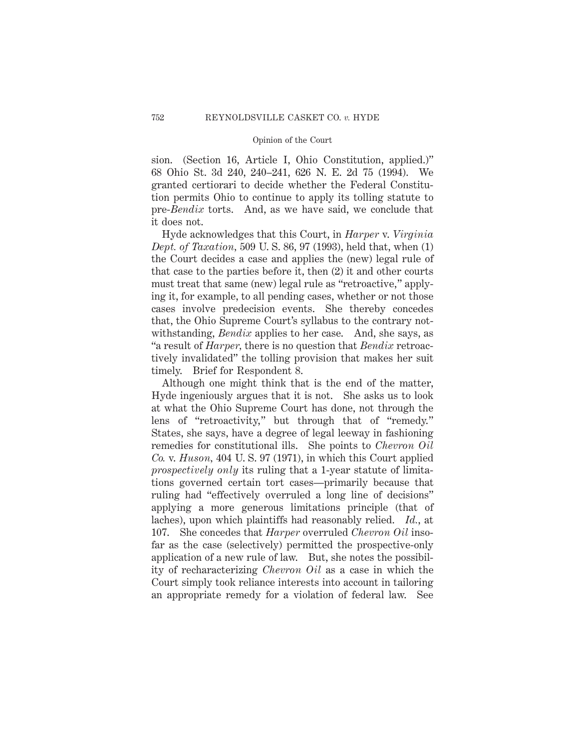sion. (Section 16, Article I, Ohio Constitution, applied.)" 68 Ohio St. 3d 240, 240–241, 626 N. E. 2d 75 (1994). We granted certiorari to decide whether the Federal Constitution permits Ohio to continue to apply its tolling statute to pre-*Bendix* torts. And, as we have said, we conclude that it does not.

Hyde acknowledges that this Court, in *Harper* v. *Virginia Dept. of Taxation,* 509 U. S. 86, 97 (1993), held that, when (1) the Court decides a case and applies the (new) legal rule of that case to the parties before it, then (2) it and other courts must treat that same (new) legal rule as "retroactive," applying it, for example, to all pending cases, whether or not those cases involve predecision events. She thereby concedes that, the Ohio Supreme Court's syllabus to the contrary notwithstanding, *Bendix* applies to her case. And, she says, as "a result of *Harper,* there is no question that *Bendix* retroactively invalidated" the tolling provision that makes her suit timely. Brief for Respondent 8.

Although one might think that is the end of the matter, Hyde ingeniously argues that it is not. She asks us to look at what the Ohio Supreme Court has done, not through the lens of "retroactivity," but through that of "remedy." States, she says, have a degree of legal leeway in fashioning remedies for constitutional ills. She points to *Chevron Oil Co.* v. *Huson,* 404 U. S. 97 (1971), in which this Court applied *prospectively only* its ruling that a 1-year statute of limitations governed certain tort cases—primarily because that ruling had "effectively overruled a long line of decisions" applying a more generous limitations principle (that of laches), upon which plaintiffs had reasonably relied. *Id.,* at 107. She concedes that *Harper* overruled *Chevron Oil* insofar as the case (selectively) permitted the prospective-only application of a new rule of law. But, she notes the possibility of recharacterizing *Chevron Oil* as a case in which the Court simply took reliance interests into account in tailoring an appropriate remedy for a violation of federal law. See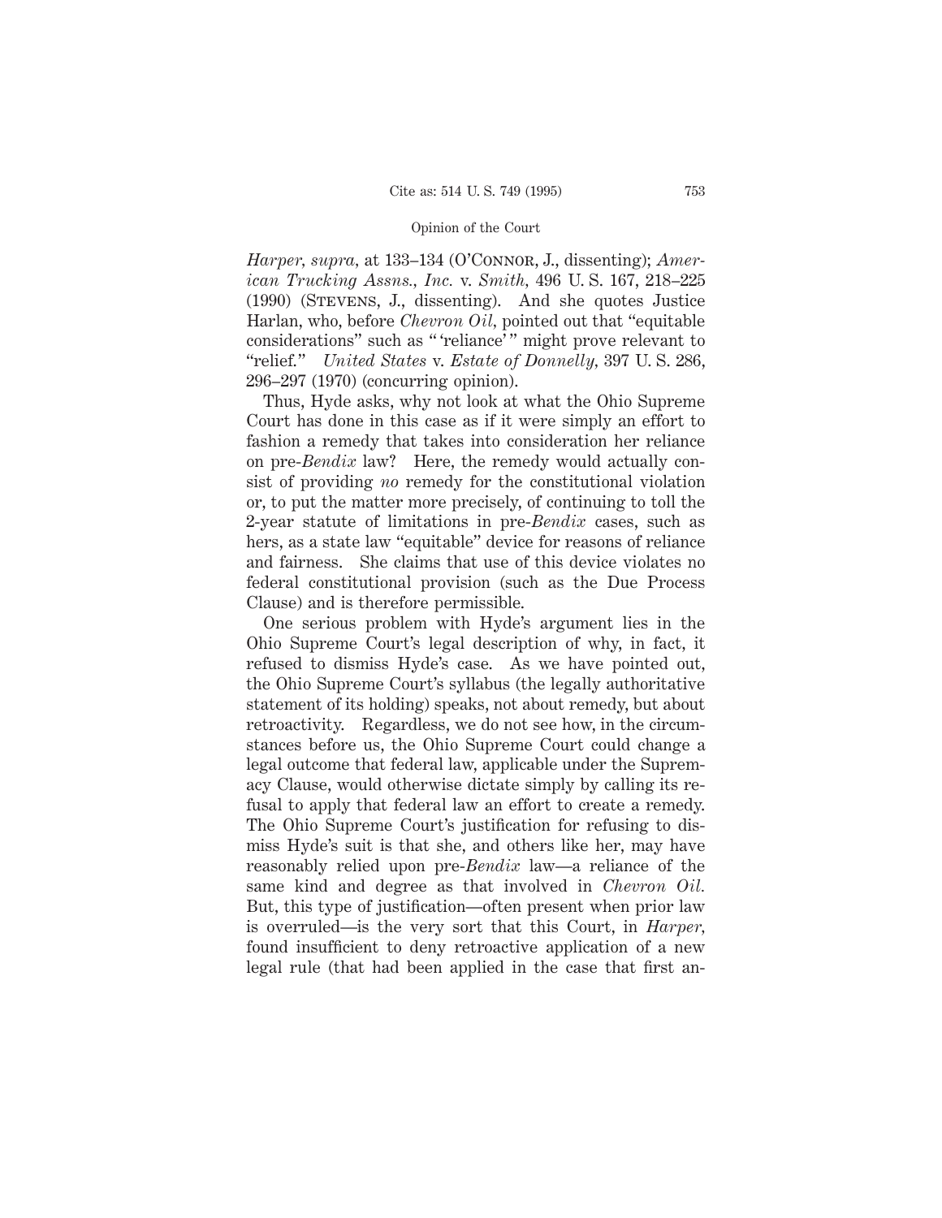*Harper, supra,* at 133–134 (O'Connor, J., dissenting); *American Trucking Assns., Inc.* v. *Smith,* 496 U. S. 167, 218–225 (1990) (Stevens, J., dissenting). And she quotes Justice Harlan, who, before *Chevron Oil,* pointed out that "equitable considerations" such as " 'reliance' " might prove relevant to "relief." *United States* v. *Estate of Donnelly,* 397 U. S. 286, 296–297 (1970) (concurring opinion).

Thus, Hyde asks, why not look at what the Ohio Supreme Court has done in this case as if it were simply an effort to fashion a remedy that takes into consideration her reliance on pre-*Bendix* law? Here, the remedy would actually consist of providing *no* remedy for the constitutional violation or, to put the matter more precisely, of continuing to toll the 2-year statute of limitations in pre-*Bendix* cases, such as hers, as a state law "equitable" device for reasons of reliance and fairness. She claims that use of this device violates no federal constitutional provision (such as the Due Process Clause) and is therefore permissible.

One serious problem with Hyde's argument lies in the Ohio Supreme Court's legal description of why, in fact, it refused to dismiss Hyde's case. As we have pointed out, the Ohio Supreme Court's syllabus (the legally authoritative statement of its holding) speaks, not about remedy, but about retroactivity. Regardless, we do not see how, in the circumstances before us, the Ohio Supreme Court could change a legal outcome that federal law, applicable under the Supremacy Clause, would otherwise dictate simply by calling its refusal to apply that federal law an effort to create a remedy. The Ohio Supreme Court's justification for refusing to dismiss Hyde's suit is that she, and others like her, may have reasonably relied upon pre-*Bendix* law—a reliance of the same kind and degree as that involved in *Chevron Oil.* But, this type of justification—often present when prior law is overruled—is the very sort that this Court, in *Harper,* found insufficient to deny retroactive application of a new legal rule (that had been applied in the case that first an-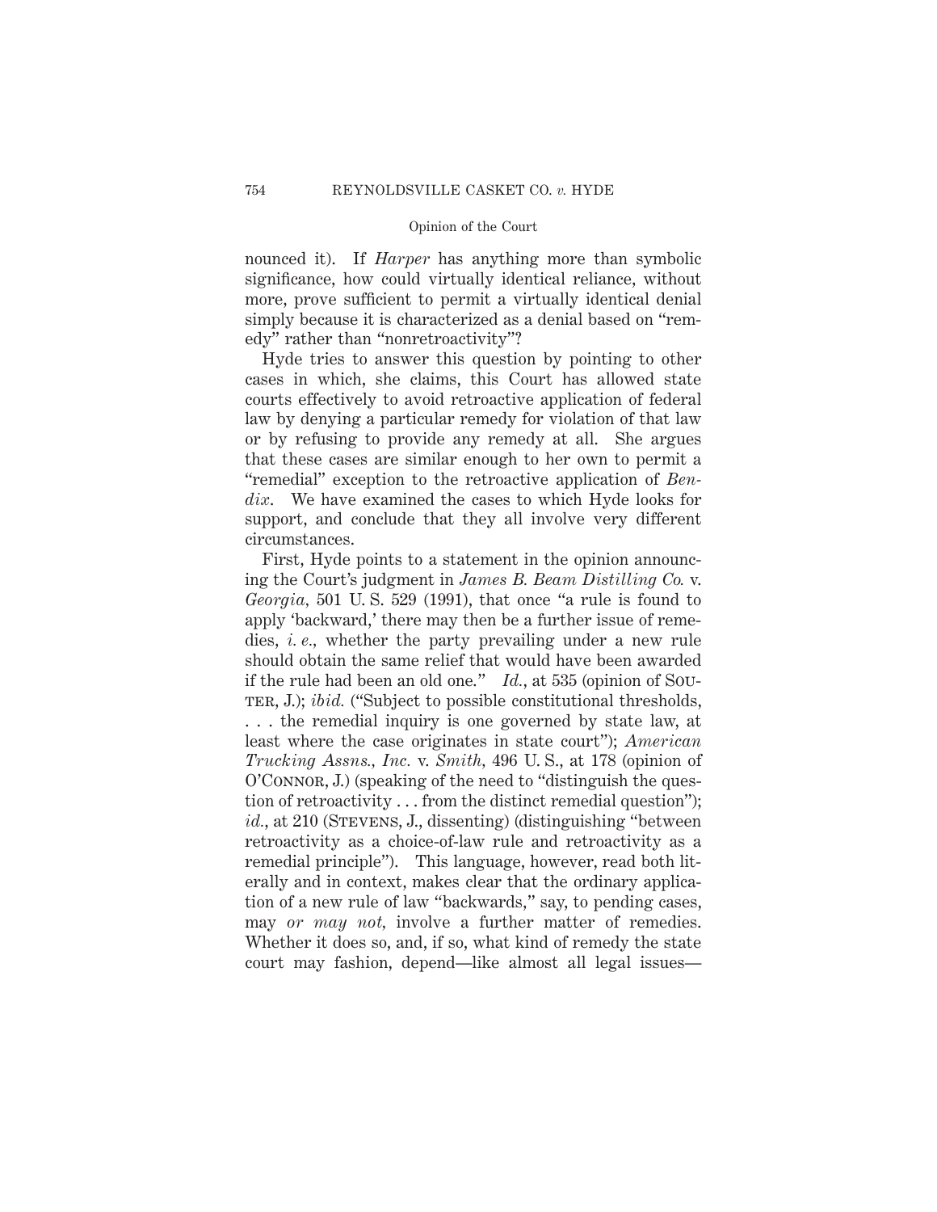nounced it). If *Harper* has anything more than symbolic significance, how could virtually identical reliance, without more, prove sufficient to permit a virtually identical denial simply because it is characterized as a denial based on "remedy" rather than "nonretroactivity"?

Hyde tries to answer this question by pointing to other cases in which, she claims, this Court has allowed state courts effectively to avoid retroactive application of federal law by denying a particular remedy for violation of that law or by refusing to provide any remedy at all. She argues that these cases are similar enough to her own to permit a "remedial" exception to the retroactive application of *Bendix*. We have examined the cases to which Hyde looks for support, and conclude that they all involve very different circumstances.

First, Hyde points to a statement in the opinion announcing the Court's judgment in *James B. Beam Distilling Co.* v. *Georgia*, 501 U. S. 529 (1991), that once "a rule is found to apply 'backward,' there may then be a further issue of remedies, *i. e.*, whether the party prevailing under a new rule should obtain the same relief that would have been awarded if the rule had been an old one." *Id.*, at 535 (opinion of Souter, J.); *ibid.* ("Subject to possible constitutional thresholds, . . . the remedial inquiry is one governed by state law, at least where the case originates in state court"); *American Trucking Assns., Inc.* v. *Smith*, 496 U. S., at 178 (opinion of O'Connor, J.) (speaking of the need to "distinguish the question of retroactivity . . . from the distinct remedial question"); *id.*, at 210 (Stevens, J., dissenting) (distinguishing "between retroactivity as a choice-of-law rule and retroactivity as a remedial principle"). This language, however, read both literally and in context, makes clear that the ordinary application of a new rule of law "backwards," say, to pending cases, may *or may not*, involve a further matter of remedies. Whether it does so, and, if so, what kind of remedy the state court may fashion, depend—like almost all legal issues—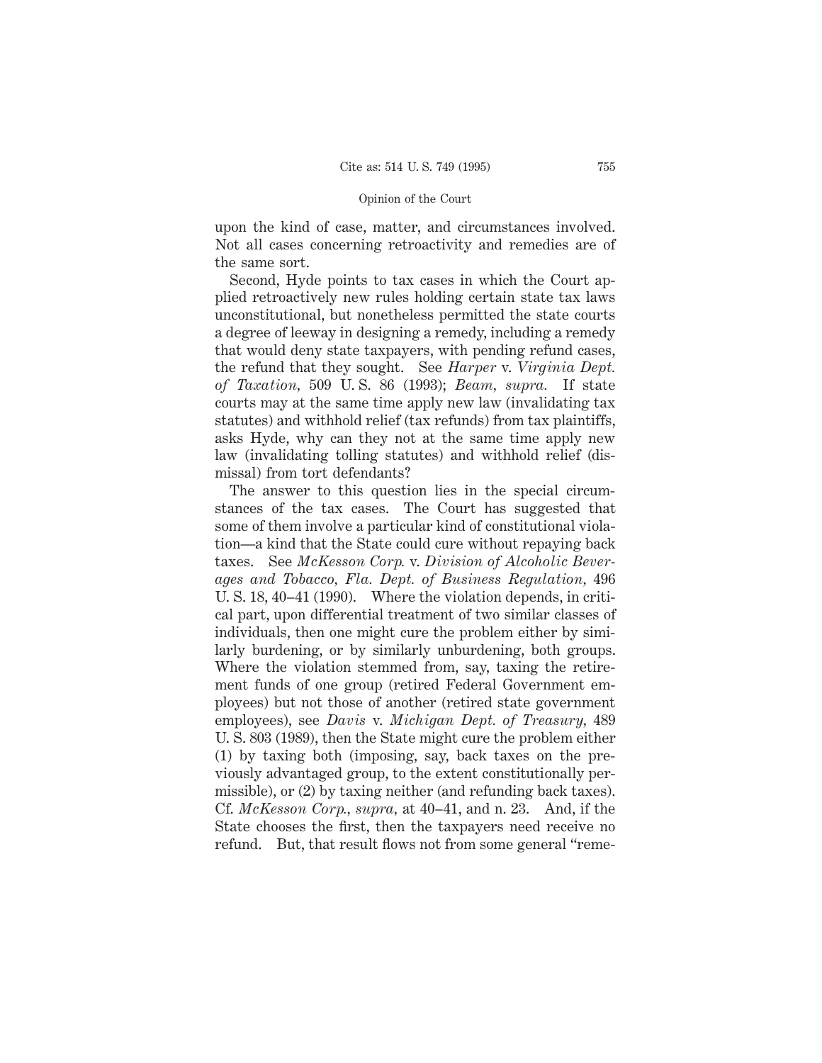upon the kind of case, matter, and circumstances involved. Not all cases concerning retroactivity and remedies are of the same sort.

Second, Hyde points to tax cases in which the Court applied retroactively new rules holding certain state tax laws unconstitutional, but nonetheless permitted the state courts a degree of leeway in designing a remedy, including a remedy that would deny state taxpayers, with pending refund cases, the refund that they sought. See *Harper* v. *Virginia Dept. of Taxation*, 509 U. S. 86 (1993); *Beam*, *supra.* If state courts may at the same time apply new law (invalidating tax statutes) and withhold relief (tax refunds) from tax plaintiffs, asks Hyde, why can they not at the same time apply new law (invalidating tolling statutes) and withhold relief (dismissal) from tort defendants?

The answer to this question lies in the special circumstances of the tax cases. The Court has suggested that some of them involve a particular kind of constitutional violation—a kind that the State could cure without repaying back taxes. See *McKesson Corp.* v. *Division of Alcoholic Beverages and Tobacco, Fla. Dept. of Business Regulation*, 496 U. S. 18, 40–41 (1990). Where the violation depends, in critical part, upon differential treatment of two similar classes of individuals, then one might cure the problem either by similarly burdening, or by similarly unburdening, both groups. Where the violation stemmed from, say, taxing the retirement funds of one group (retired Federal Government employees) but not those of another (retired state government employees), see *Davis* v. *Michigan Dept. of Treasury*, 489 U. S. 803 (1989), then the State might cure the problem either (1) by taxing both (imposing, say, back taxes on the previously advantaged group, to the extent constitutionally permissible), or (2) by taxing neither (and refunding back taxes). Cf. *McKesson Corp.*, *supra*, at 40–41, and n. 23. And, if the State chooses the first, then the taxpayers need receive no refund. But, that result flows not from some general "reme-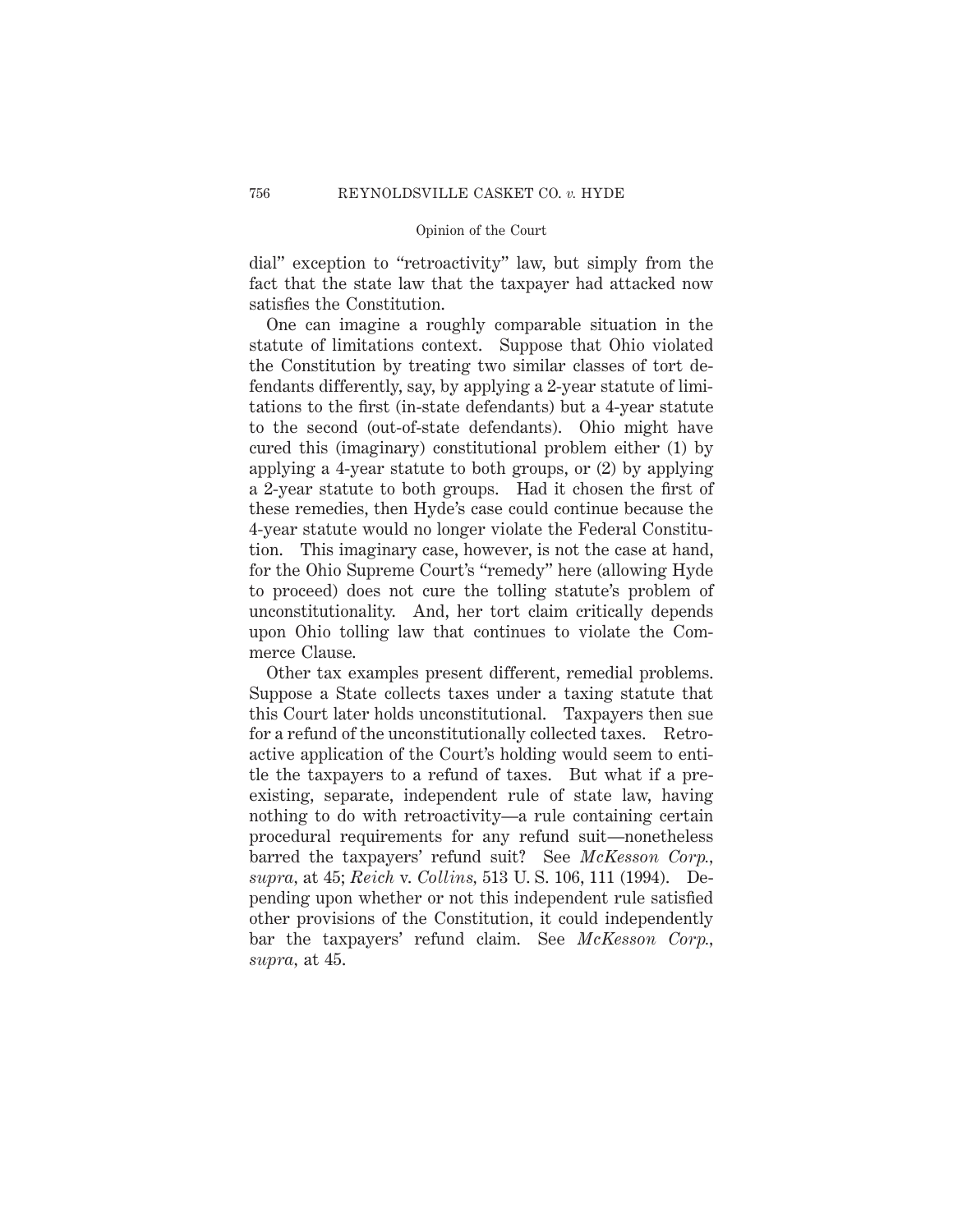dial" exception to "retroactivity" law, but simply from the fact that the state law that the taxpayer had attacked now satisfies the Constitution.

One can imagine a roughly comparable situation in the statute of limitations context. Suppose that Ohio violated the Constitution by treating two similar classes of tort defendants differently, say, by applying a 2-year statute of limitations to the first (in-state defendants) but a 4-year statute to the second (out-of-state defendants). Ohio might have cured this (imaginary) constitutional problem either (1) by applying a 4-year statute to both groups, or (2) by applying a 2-year statute to both groups. Had it chosen the first of these remedies, then Hyde's case could continue because the 4-year statute would no longer violate the Federal Constitution. This imaginary case, however, is not the case at hand, for the Ohio Supreme Court's "remedy" here (allowing Hyde to proceed) does not cure the tolling statute's problem of unconstitutionality. And, her tort claim critically depends upon Ohio tolling law that continues to violate the Commerce Clause.

Other tax examples present different, remedial problems. Suppose a State collects taxes under a taxing statute that this Court later holds unconstitutional. Taxpayers then sue for a refund of the unconstitutionally collected taxes. Retroactive application of the Court's holding would seem to entitle the taxpayers to a refund of taxes. But what if a preexisting, separate, independent rule of state law, having nothing to do with retroactivity—a rule containing certain procedural requirements for any refund suit—nonetheless barred the taxpayers' refund suit? See *McKesson Corp.*, *supra*, at 45; *Reich* v. *Collins*, 513 U. S. 106, 111 (1994). Depending upon whether or not this independent rule satisfied other provisions of the Constitution, it could independently bar the taxpayers' refund claim. See *McKesson Corp.*, *supra*, at 45.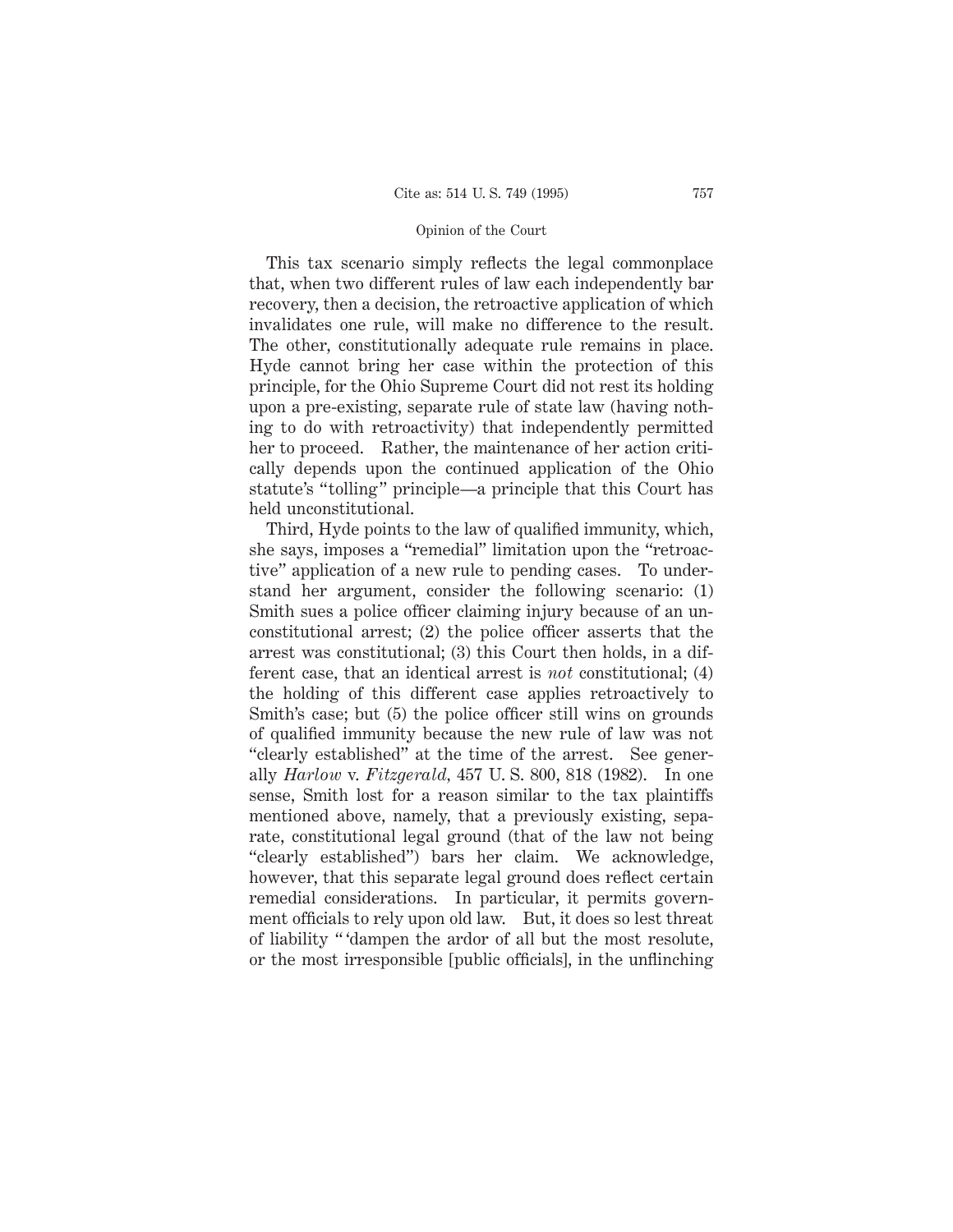This tax scenario simply reflects the legal commonplace that, when two different rules of law each independently bar recovery, then a decision, the retroactive application of which invalidates one rule, will make no difference to the result. The other, constitutionally adequate rule remains in place. Hyde cannot bring her case within the protection of this principle, for the Ohio Supreme Court did not rest its holding upon a pre-existing, separate rule of state law (having nothing to do with retroactivity) that independently permitted her to proceed. Rather, the maintenance of her action critically depends upon the continued application of the Ohio statute's "tolling" principle—a principle that this Court has held unconstitutional.

Third, Hyde points to the law of qualified immunity, which, she says, imposes a "remedial" limitation upon the "retroactive" application of a new rule to pending cases. To understand her argument, consider the following scenario: (1) Smith sues a police officer claiming injury because of an unconstitutional arrest; (2) the police officer asserts that the arrest was constitutional; (3) this Court then holds, in a different case, that an identical arrest is *not* constitutional; (4) the holding of this different case applies retroactively to Smith's case; but (5) the police officer still wins on grounds of qualified immunity because the new rule of law was not "clearly established" at the time of the arrest. See generally *Harlow* v. *Fitzgerald,* 457 U. S. 800, 818 (1982). In one sense, Smith lost for a reason similar to the tax plaintiffs mentioned above, namely, that a previously existing, separate, constitutional legal ground (that of the law not being "clearly established") bars her claim. We acknowledge, however, that this separate legal ground does reflect certain remedial considerations. In particular, it permits government officials to rely upon old law. But, it does so lest threat of liability " 'dampen the ardor of all but the most resolute, or the most irresponsible [public officials], in the unflinching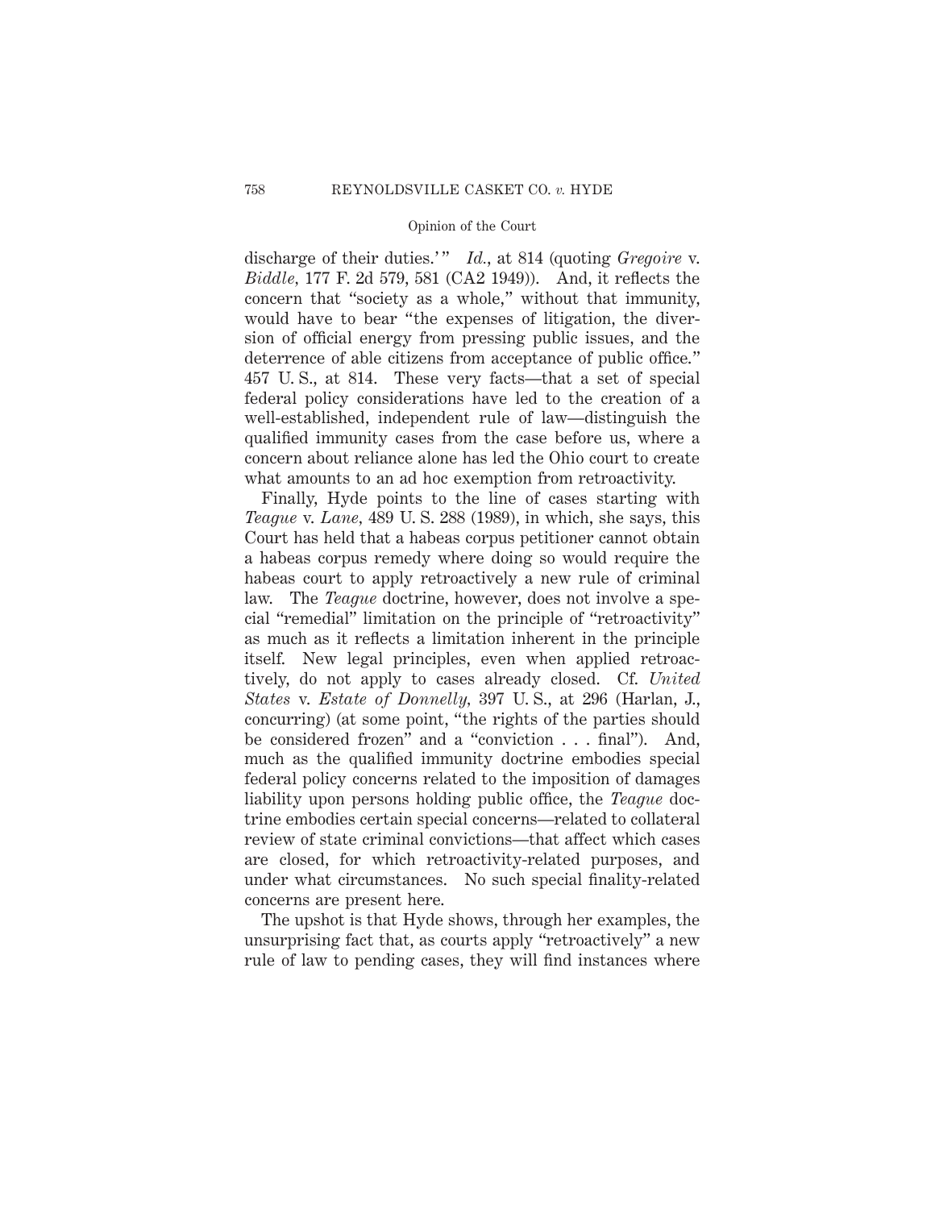discharge of their duties.' " *Id.*, at 814 (quoting *Gregoire* v. *Biddle*, 177 F. 2d 579, 581 (CA2 1949)). And, it reflects the concern that "society as a whole," without that immunity, would have to bear "the expenses of litigation, the diversion of official energy from pressing public issues, and the deterrence of able citizens from acceptance of public office." 457 U. S., at 814. These very facts—that a set of special federal policy considerations have led to the creation of a well-established, independent rule of law—distinguish the qualified immunity cases from the case before us, where a concern about reliance alone has led the Ohio court to create what amounts to an ad hoc exemption from retroactivity.

Finally, Hyde points to the line of cases starting with *Teague* v. *Lane*, 489 U. S. 288 (1989), in which, she says, this Court has held that a habeas corpus petitioner cannot obtain a habeas corpus remedy where doing so would require the habeas court to apply retroactively a new rule of criminal law. The *Teague* doctrine, however, does not involve a special "remedial" limitation on the principle of "retroactivity" as much as it reflects a limitation inherent in the principle itself. New legal principles, even when applied retroactively, do not apply to cases already closed. Cf. *United States* v. *Estate of Donnelly*, 397 U. S., at 296 (Harlan, J., concurring) (at some point, "the rights of the parties should be considered frozen" and a "conviction . . . final"). And, much as the qualified immunity doctrine embodies special federal policy concerns related to the imposition of damages liability upon persons holding public office, the *Teague* doctrine embodies certain special concerns—related to collateral review of state criminal convictions—that affect which cases are closed, for which retroactivity-related purposes, and under what circumstances. No such special finality-related concerns are present here.

The upshot is that Hyde shows, through her examples, the unsurprising fact that, as courts apply "retroactively" a new rule of law to pending cases, they will find instances where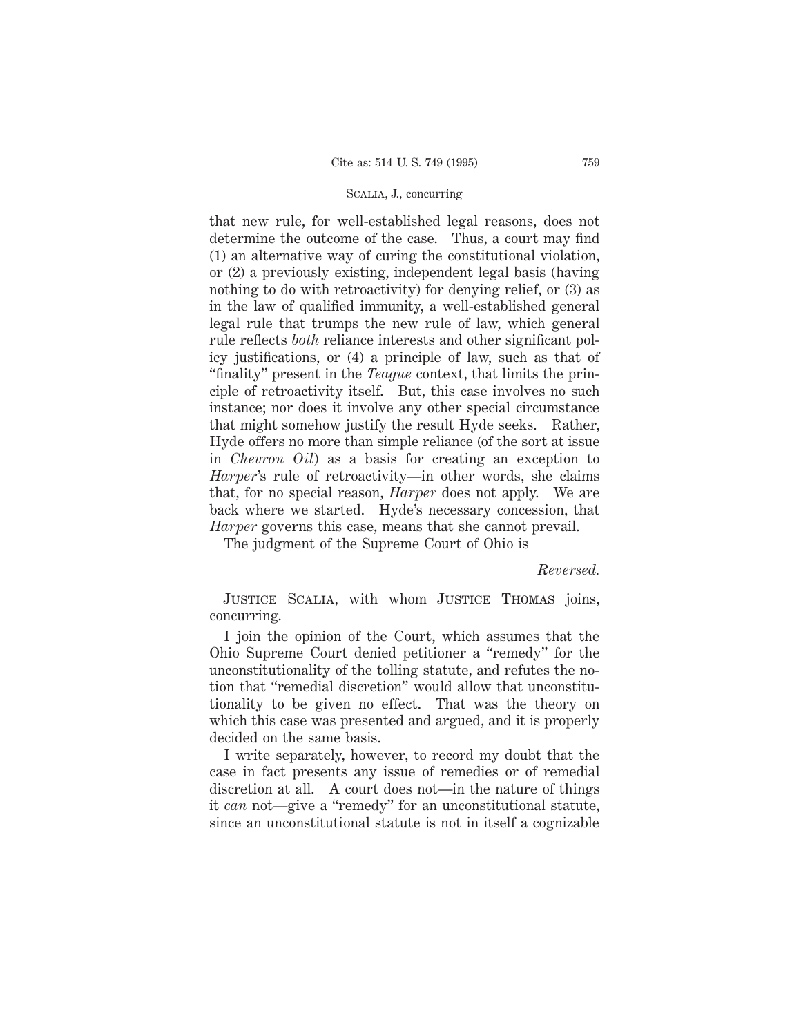that new rule, for well-established legal reasons, does not determine the outcome of the case. Thus, a court may find (1) an alternative way of curing the constitutional violation, or (2) a previously existing, independent legal basis (having nothing to do with retroactivity) for denying relief, or (3) as in the law of qualified immunity, a well-established general legal rule that trumps the new rule of law, which general rule reflects *both* reliance interests and other significant policy justifications, or (4) a principle of law, such as that of "finality" present in the *Teague* context, that limits the principle of retroactivity itself. But, this case involves no such instance; nor does it involve any other special circumstance that might somehow justify the result Hyde seeks. Rather, Hyde offers no more than simple reliance (of the sort at issue in *Chevron Oil*) as a basis for creating an exception to *Harper*'s rule of retroactivity—in other words, she claims that, for no special reason, *Harper* does not apply. We are back where we started. Hyde's necessary concession, that *Harper* governs this case, means that she cannot prevail.

The judgment of the Supreme Court of Ohio is

*Reversed.*

Justice Scalia, with whom Justice Thomas joins, concurring.

I join the opinion of the Court, which assumes that the Ohio Supreme Court denied petitioner a "remedy" for the unconstitutionality of the tolling statute, and refutes the notion that "remedial discretion" would allow that unconstitutionality to be given no effect. That was the theory on which this case was presented and argued, and it is properly decided on the same basis.

I write separately, however, to record my doubt that the case in fact presents any issue of remedies or of remedial discretion at all. A court does not—in the nature of things it *can* not—give a "remedy" for an unconstitutional statute, since an unconstitutional statute is not in itself a cognizable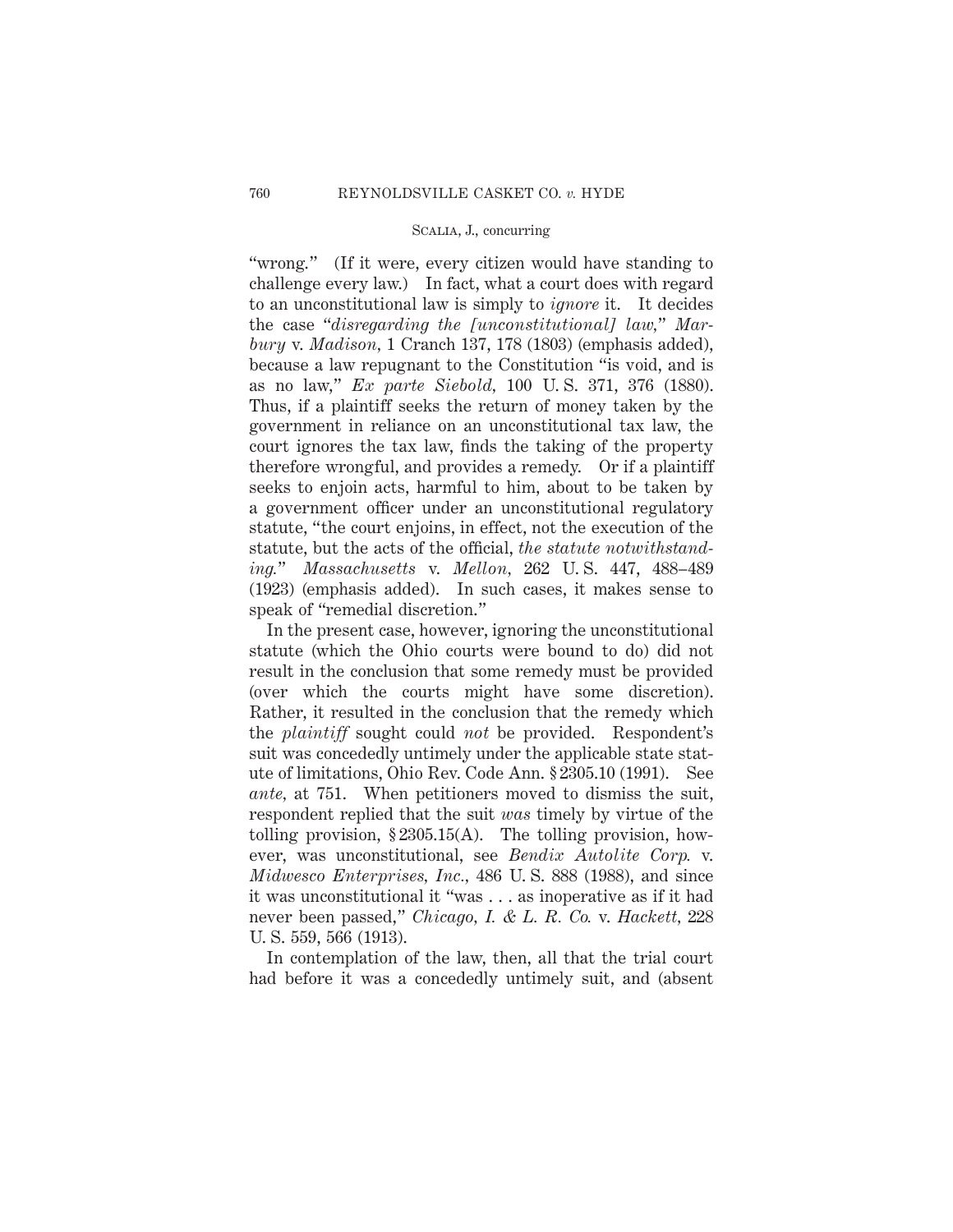"wrong." (If it were, every citizen would have standing to challenge every law.) In fact, what a court does with regard to an unconstitutional law is simply to *ignore* it. It decides the case "*disregarding the [unconstitutional] law*," *Marbury* v. *Madison*, 1 Cranch 137, 178 (1803) (emphasis added), because a law repugnant to the Constitution "is void, and is as no law," *Ex parte Siebold*, 100 U. S. 371, 376 (1880). Thus, if a plaintiff seeks the return of money taken by the government in reliance on an unconstitutional tax law, the court ignores the tax law, finds the taking of the property therefore wrongful, and provides a remedy. Or if a plaintiff seeks to enjoin acts, harmful to him, about to be taken by a government officer under an unconstitutional regulatory statute, "the court enjoins, in effect, not the execution of the statute, but the acts of the official, *the statute notwithstanding*." *Massachusetts* v. *Mellon*, 262 U. S. 447, 488–489 (1923) (emphasis added). In such cases, it makes sense to speak of "remedial discretion."

In the present case, however, ignoring the unconstitutional statute (which the Ohio courts were bound to do) did not result in the conclusion that some remedy must be provided (over which the courts might have some discretion). Rather, it resulted in the conclusion that the remedy which the *plaintiff* sought could *not* be provided. Respondent's suit was concededly untimely under the applicable state statute of limitations, Ohio Rev. Code Ann. § 2305.10 (1991). See *ante*, at 751. When petitioners moved to dismiss the suit, respondent replied that the suit *was* timely by virtue of the tolling provision, § 2305.15(A). The tolling provision, however, was unconstitutional, see *Bendix Autolite Corp.* v. *Midwesco Enterprises, Inc.*, 486 U. S. 888 (1988), and since it was unconstitutional it "was . . . as inoperative as if it had never been passed," *Chicago, I. & L. R. Co.* v. *Hackett*, 228 U. S. 559, 566 (1913).

In contemplation of the law, then, all that the trial court had before it was a concededly untimely suit, and (absent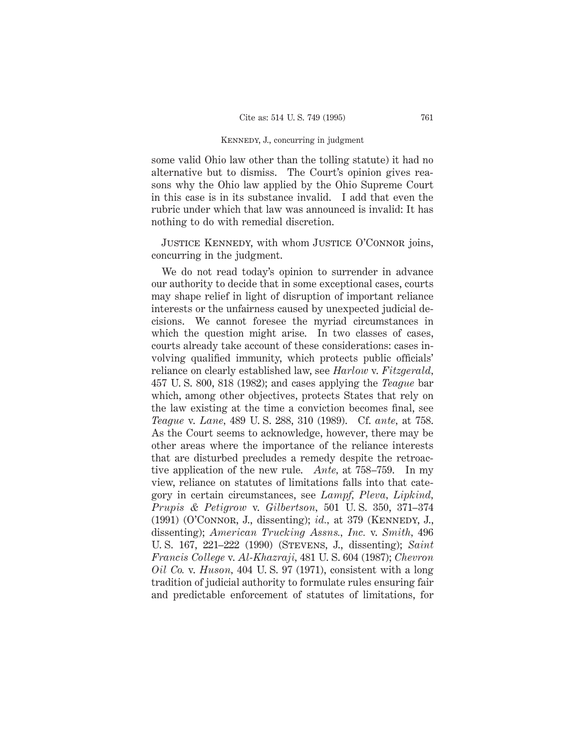some valid Ohio law other than the tolling statute) it had no alternative but to dismiss. The Court's opinion gives reasons why the Ohio law applied by the Ohio Supreme Court in this case is in its substance invalid. I add that even the rubric under which that law was announced is invalid: It has nothing to do with remedial discretion.

JUSTICE KENNEDY, with whom JUSTICE O'CONNOR joins, concurring in the judgment.

We do not read today's opinion to surrender in advance our authority to decide that in some exceptional cases, courts may shape relief in light of disruption of important reliance interests or the unfairness caused by unexpected judicial decisions. We cannot foresee the myriad circumstances in which the question might arise. In two classes of cases, courts already take account of these considerations: cases involving qualified immunity, which protects public officials' reliance on clearly established law, see *Harlow* v. *Fitzgerald*, 457 U. S. 800, 818 (1982); and cases applying the *Teague* bar which, among other objectives, protects States that rely on the law existing at the time a conviction becomes final, see *Teague* v. *Lane*, 489 U. S. 288, 310 (1989). Cf. *ante*, at 758. As the Court seems to acknowledge, however, there may be other areas where the importance of the reliance interests that are disturbed precludes a remedy despite the retroactive application of the new rule. *Ante*, at 758–759. In my view, reliance on statutes of limitations falls into that category in certain circumstances, see *Lampf, Pleva, Lipkind, Prupis & Petigrow* v. *Gilbertson*, 501 U. S. 350, 371–374 (1991) (O'CONNOR, J., dissenting); *id.*, at 379 (KENNEDY, J., dissenting); *American Trucking Assns., Inc.* v. *Smith*, 496 U. S. 167, 221–222 (1990) (STEVENS, J., dissenting); *Saint Francis College* v. *Al-Khazraji*, 481 U. S. 604 (1987); *Chevron Oil Co.* v. *Huson*, 404 U. S. 97 (1971), consistent with a long tradition of judicial authority to formulate rules ensuring fair and predictable enforcement of statutes of limitations, for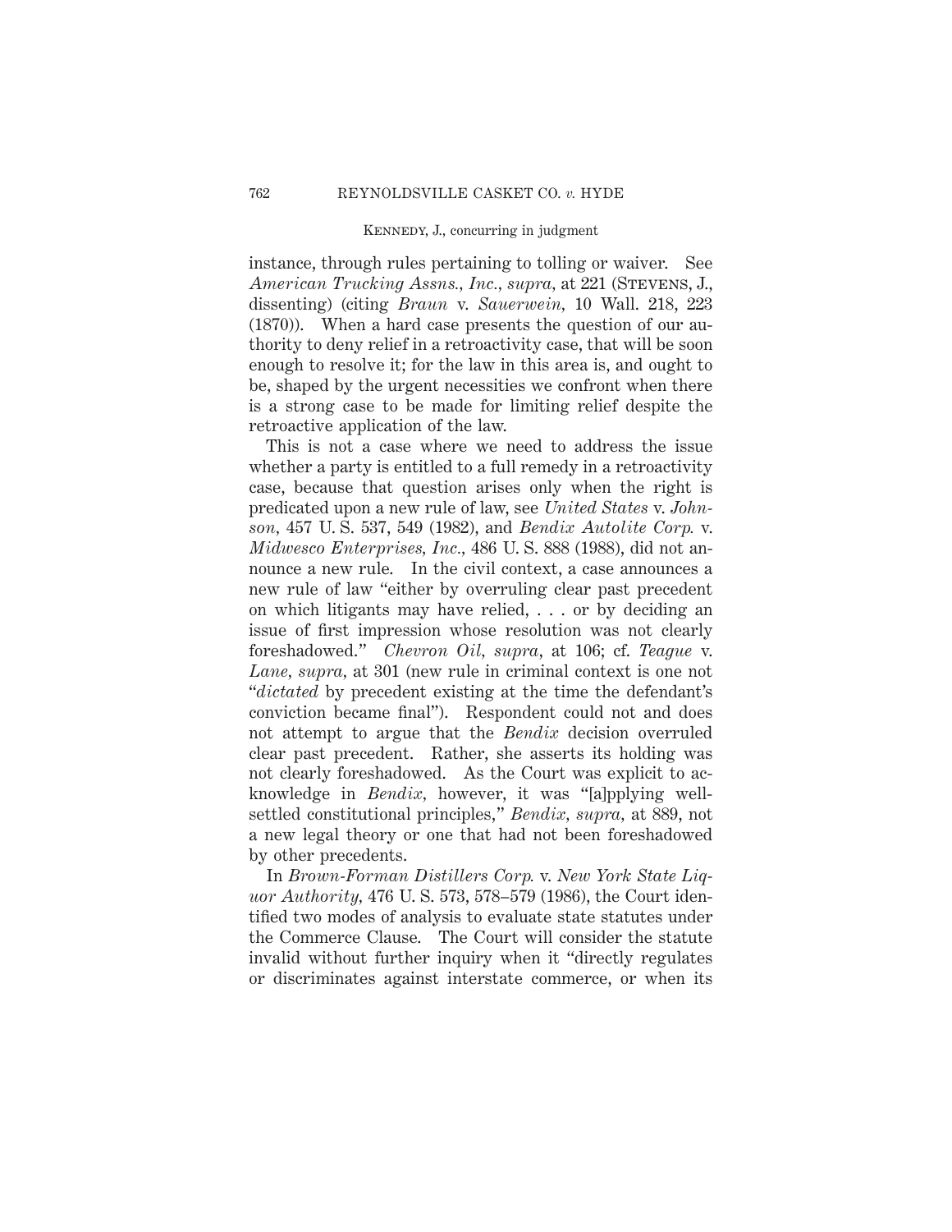instance, through rules pertaining to tolling or waiver. See *American Trucking Assns., Inc., supra,* at 221 (STEVENS, J., dissenting) (citing *Braun* v. *Sauerwein,* 10 Wall. 218, 223 (1870)). When a hard case presents the question of our authority to deny relief in a retroactivity case, that will be soon enough to resolve it; for the law in this area is, and ought to be, shaped by the urgent necessities we confront when there is a strong case to be made for limiting relief despite the retroactive application of the law.

This is not a case where we need to address the issue whether a party is entitled to a full remedy in a retroactivity case, because that question arises only when the right is predicated upon a new rule of law, see *United States* v. *Johnson,* 457 U. S. 537, 549 (1982), and *Bendix Autolite Corp.* v. *Midwesco Enterprises, Inc.,* 486 U. S. 888 (1988), did not announce a new rule. In the civil context, a case announces a new rule of law "either by overruling clear past precedent on which litigants may have relied, . . . or by deciding an issue of first impression whose resolution was not clearly foreshadowed." *Chevron Oil, supra,* at 106; cf. *Teague* v. *Lane, supra,* at 301 (new rule in criminal context is one not "*dictated* by precedent existing at the time the defendant's conviction became final"). Respondent could not and does not attempt to argue that the *Bendix* decision overruled clear past precedent. Rather, she asserts its holding was not clearly foreshadowed. As the Court was explicit to acknowledge in *Bendix,* however, it was "[a]pplying well-settled constitutional principles," *Bendix, supra,* at 889, not a new legal theory or one that had not been foreshadowed by other precedents.

In *Brown-Forman Distillers Corp.* v. *New York State Liquor Authority,* 476 U. S. 573, 578–579 (1986), the Court identified two modes of analysis to evaluate state statutes under the Commerce Clause. The Court will consider the statute invalid without further inquiry when it "directly regulates or discriminates against interstate commerce, or when its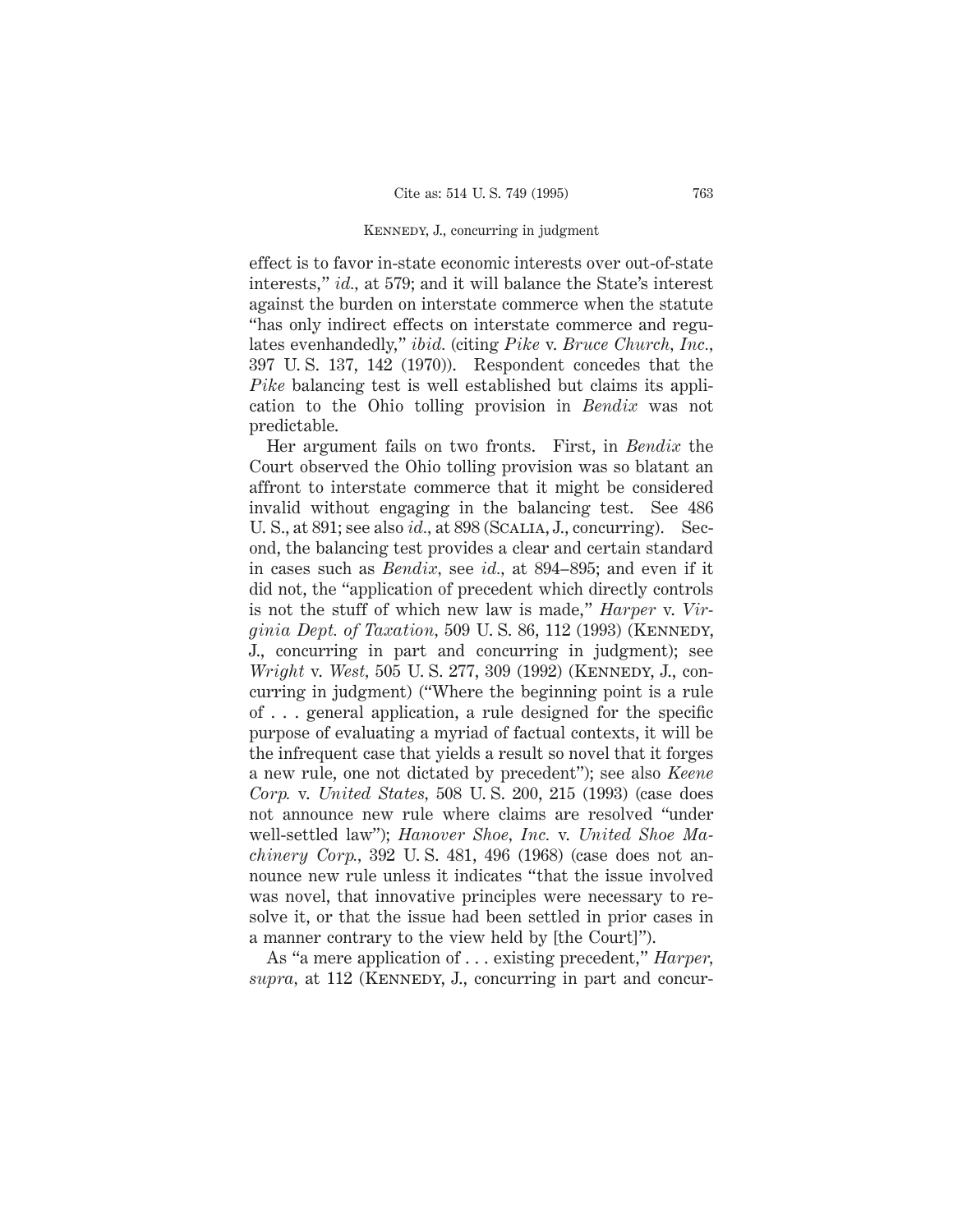effect is to favor in-state economic interests over out-of-state interests," *id.*, at 579; and it will balance the State's interest against the burden on interstate commerce when the statute "has only indirect effects on interstate commerce and regulates evenhandedly," *ibid.* (citing *Pike* v. *Bruce Church, Inc.*, 397 U. S. 137, 142 (1970)). Respondent concedes that the *Pike* balancing test is well established but claims its application to the Ohio tolling provision in *Bendix* was not predictable.

Her argument fails on two fronts. First, in *Bendix* the Court observed the Ohio tolling provision was so blatant an affront to interstate commerce that it might be considered invalid without engaging in the balancing test. See 486 U. S., at 891; see also *id.*, at 898 (SCALIA, J., concurring). Second, the balancing test provides a clear and certain standard in cases such as *Bendix*, see *id.*, at 894–895; and even if it did not, the "application of precedent which directly controls is not the stuff of which new law is made," *Harper* v. *Virginia Dept. of Taxation*, 509 U. S. 86, 112 (1993) (KENNEDY, J., concurring in part and concurring in judgment); see *Wright* v. *West*, 505 U. S. 277, 309 (1992) (KENNEDY, J., concurring in judgment) ("Where the beginning point is a rule of . . . general application, a rule designed for the specific purpose of evaluating a myriad of factual contexts, it will be the infrequent case that yields a result so novel that it forges a new rule, one not dictated by precedent"); see also *Keene Corp.* v. *United States*, 508 U. S. 200, 215 (1993) (case does not announce new rule where claims are resolved "under well-settled law"); *Hanover Shoe, Inc.* v. *United Shoe Machinery Corp.*, 392 U. S. 481, 496 (1968) (case does not announce new rule unless it indicates "that the issue involved was novel, that innovative principles were necessary to resolve it, or that the issue had been settled in prior cases in a manner contrary to the view held by [the Court]").

As "a mere application of . . . existing precedent," *Harper*, *supra*, at 112 (KENNEDY, J., concurring in part and concur-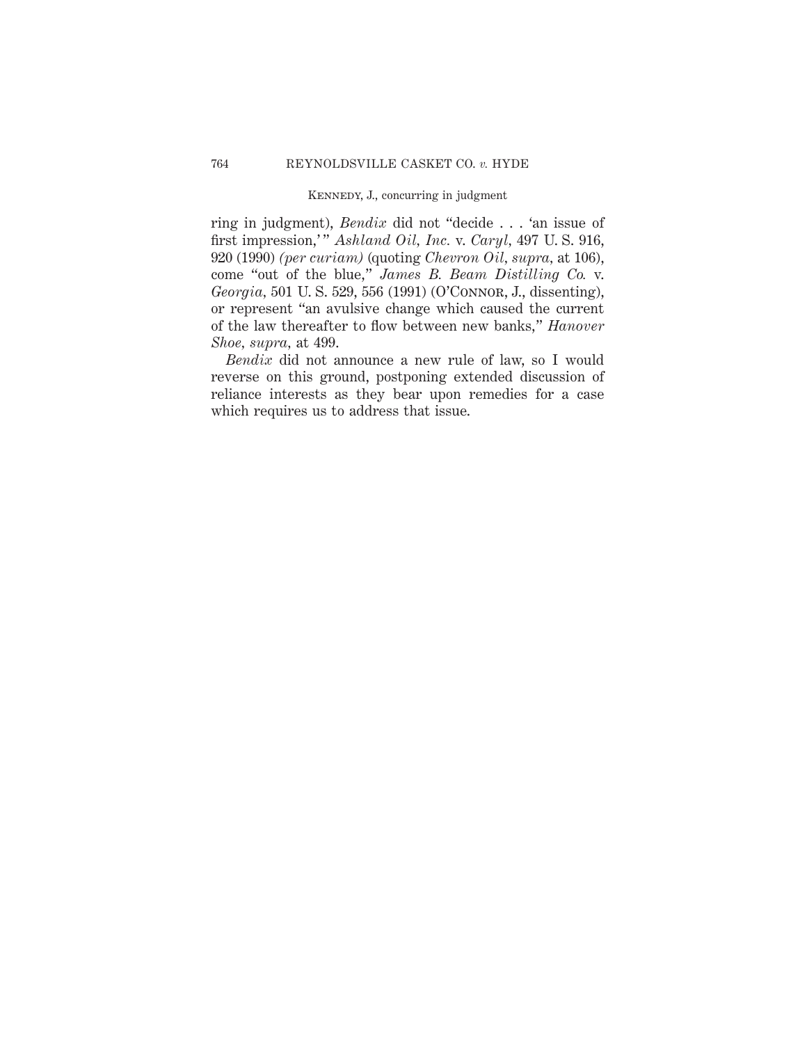ring in judgment), *Bendix* did not "decide . . . 'an issue of first impression,'" *Ashland Oil, Inc.* v. *Caryl*, 497 U. S. 916, 920 (1990) *(per curiam)* (quoting *Chevron Oil, supra,* at 106), come "out of the blue," *James B. Beam Distilling Co.* v. *Georgia*, 501 U. S. 529, 556 (1991) (O'Connor, J., dissenting), or represent "an avulsive change which caused the current of the law thereafter to flow between new banks," *Hanover Shoe, supra,* at 499.

*Bendix* did not announce a new rule of law, so I would reverse on this ground, postponing extended discussion of reliance interests as they bear upon remedies for a case which requires us to address that issue.